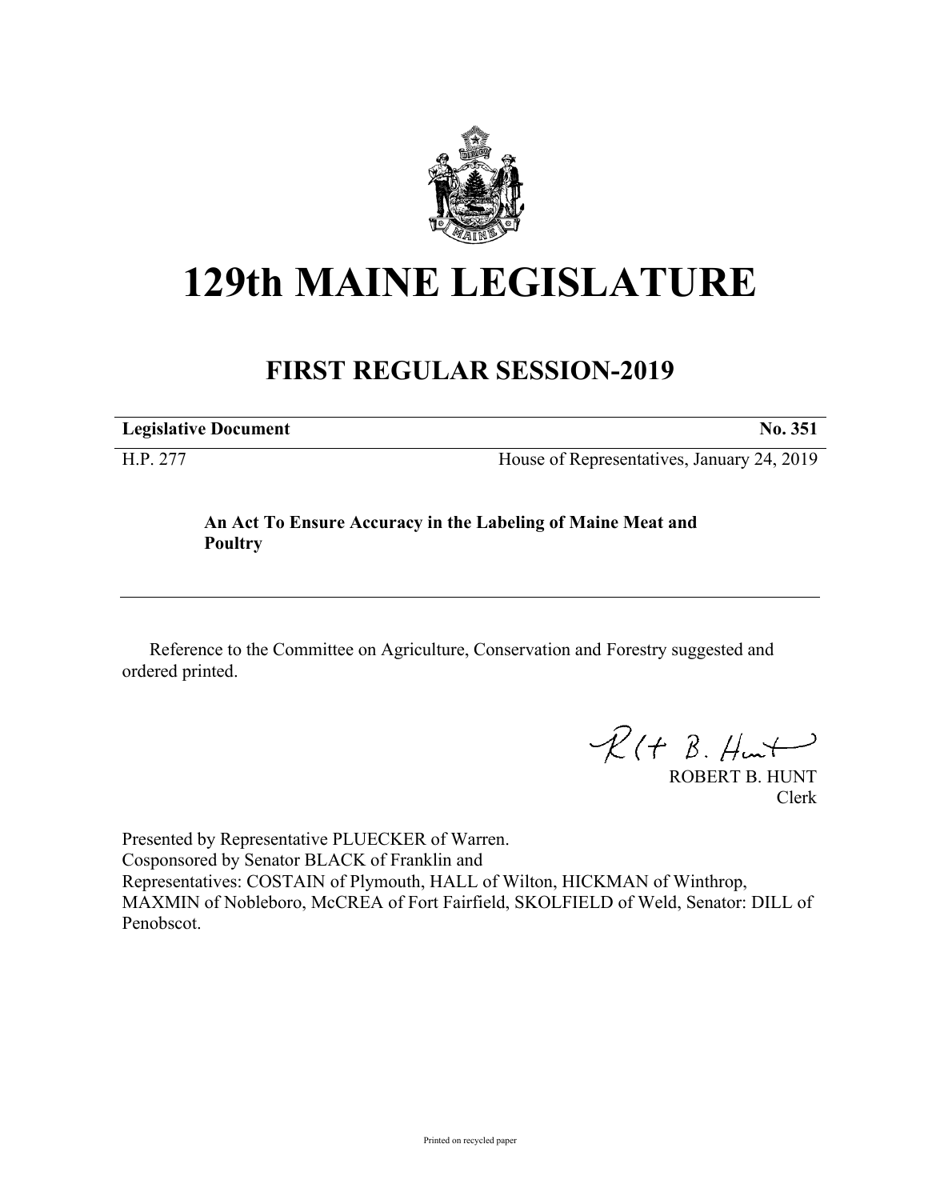# 129th MAINE LEGISLATURE

## FIRST REGULAR SESSION-2019

**Legislative Document** **No. 351**

H.P. 277 House of Representatives, January 24, 2019

**An Act To Ensure Accuracy in the Labeling of Maine Meat and Poultry**

---

Reference to the Committee on Agriculture, Conservation and Forestry suggested and ordered printed.

ROBERT B. HUNT
Clerk

Presented by Representative PLUECKER of Warren.
Cosponsored by Senator BLACK of Franklin and
Representatives: COSTAIN of Plymouth, HALL of Wilton, HICKMAN of Winthrop, MAXMIN of Nobleboro, McCREA of Fort Fairfield, SKOLFIELD of Weld, Senator: DILL of Penobscot.

Printed on recycled paper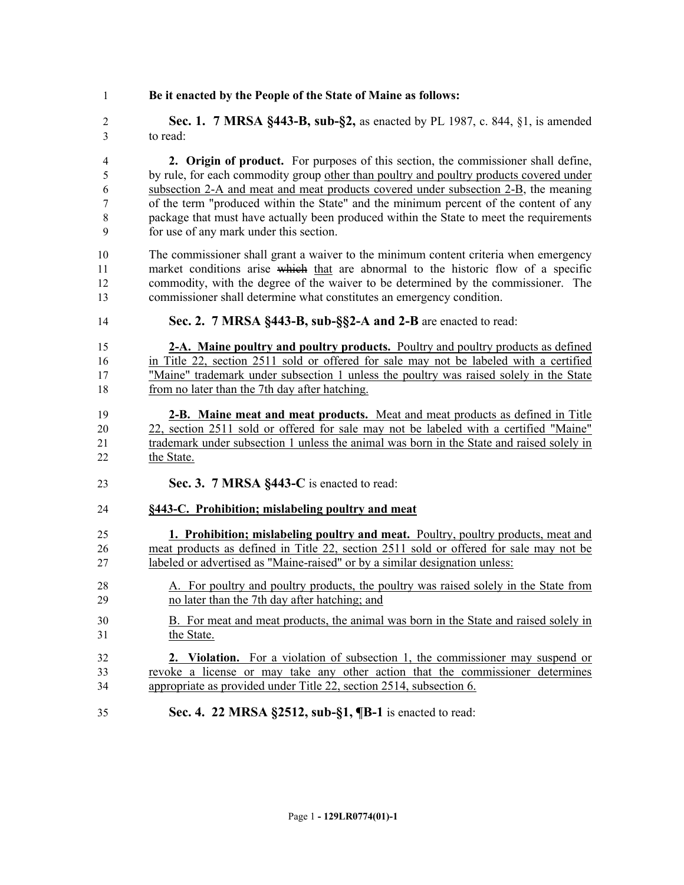**Be it enacted by the People of the State of Maine as follows:**

**Sec. 1. 7 MRSA §443-B, sub-§2,** as enacted by PL 1987, c. 844, §1, is amended to read:

**2. Origin of product.** For purposes of this section, the commissioner shall define, by rule, for each commodity group other than poultry and poultry products covered under subsection 2-A and meat and meat products covered under subsection 2-B, the meaning of the term "produced within the State" and the minimum percent of the content of any package that must have actually been produced within the State to meet the requirements for use of any mark under this section.

The commissioner shall grant a waiver to the minimum content criteria when emergency market conditions arise ~~which~~ that are abnormal to the historic flow of a specific commodity, with the degree of the waiver to be determined by the commissioner. The commissioner shall determine what constitutes an emergency condition.

**Sec. 2. 7 MRSA §443-B, sub-§§2-A and 2-B** are enacted to read:

**2-A. Maine poultry and poultry products.** Poultry and poultry products as defined in Title 22, section 2511 sold or offered for sale may not be labeled with a certified "Maine" trademark under subsection 1 unless the poultry was raised solely in the State from no later than the 7th day after hatching.

**2-B. Maine meat and meat products.** Meat and meat products as defined in Title 22, section 2511 sold or offered for sale may not be labeled with a certified "Maine" trademark under subsection 1 unless the animal was born in the State and raised solely in the State.

**Sec. 3. 7 MRSA §443-C** is enacted to read:

**§443-C. Prohibition; mislabeling poultry and meat**

**1. Prohibition; mislabeling poultry and meat.** Poultry, poultry products, meat and meat products as defined in Title 22, section 2511 sold or offered for sale may not be labeled or advertised as "Maine-raised" or by a similar designation unless:

A. For poultry and poultry products, the poultry was raised solely in the State from no later than the 7th day after hatching; and

B. For meat and meat products, the animal was born in the State and raised solely in the State.

**2. Violation.** For a violation of subsection 1, the commissioner may suspend or revoke a license or may take any other action that the commissioner determines appropriate as provided under Title 22, section 2514, subsection 6.

**Sec. 4. 22 MRSA §2512, sub-§1, ¶B-1** is enacted to read: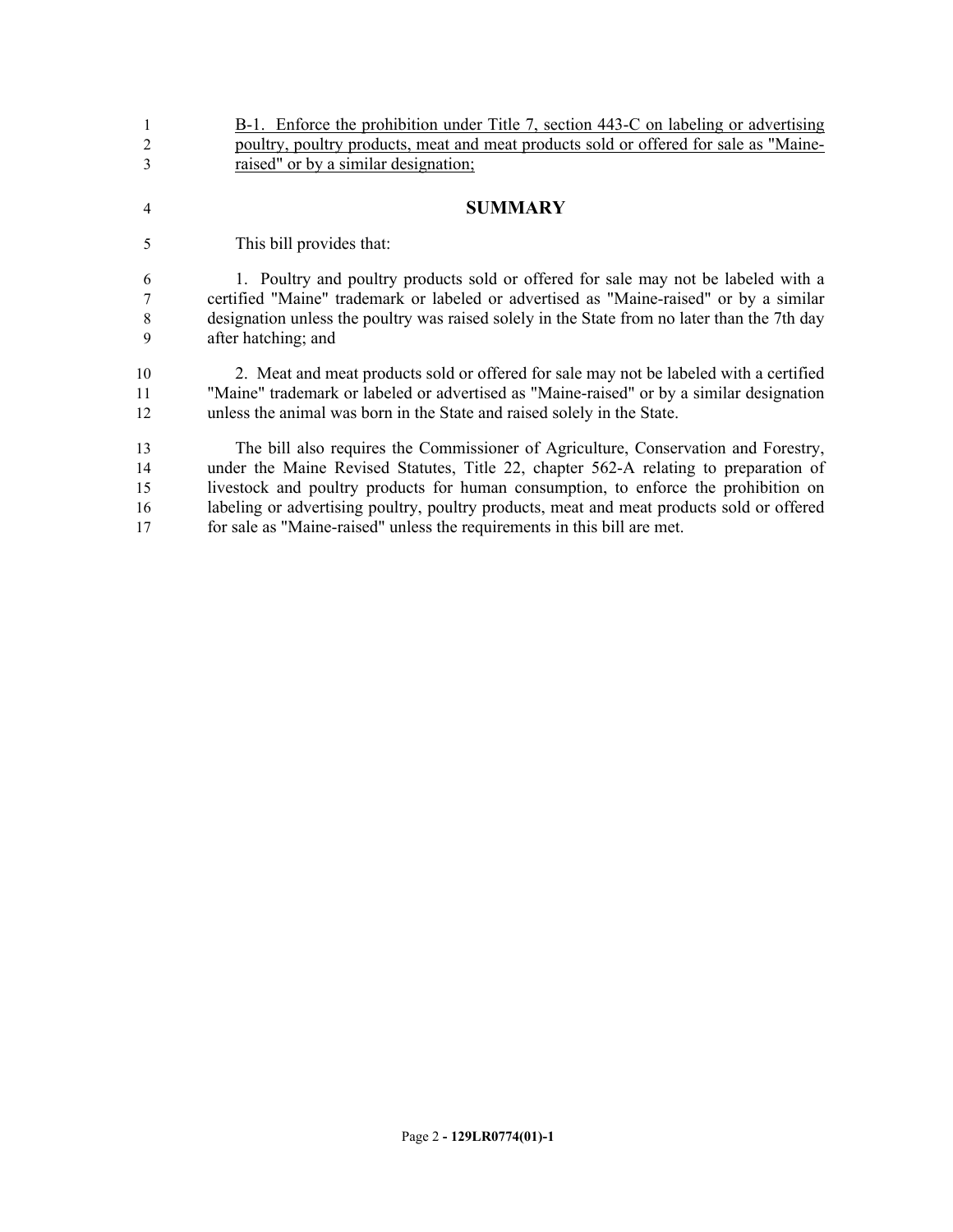B-1. Enforce the prohibition under Title 7, section 443-C on labeling or advertising poultry, poultry products, meat and meat products sold or offered for sale as "Maine-raised" or by a similar designation;

## SUMMARY

This bill provides that:

1. Poultry and poultry products sold or offered for sale may not be labeled with a certified "Maine" trademark or labeled or advertised as "Maine-raised" or by a similar designation unless the poultry was raised solely in the State from no later than the 7th day after hatching; and

2. Meat and meat products sold or offered for sale may not be labeled with a certified "Maine" trademark or labeled or advertised as "Maine-raised" or by a similar designation unless the animal was born in the State and raised solely in the State.

The bill also requires the Commissioner of Agriculture, Conservation and Forestry, under the Maine Revised Statutes, Title 22, chapter 562-A relating to preparation of livestock and poultry products for human consumption, to enforce the prohibition on labeling or advertising poultry, poultry products, meat and meat products sold or offered for sale as "Maine-raised" unless the requirements in this bill are met.